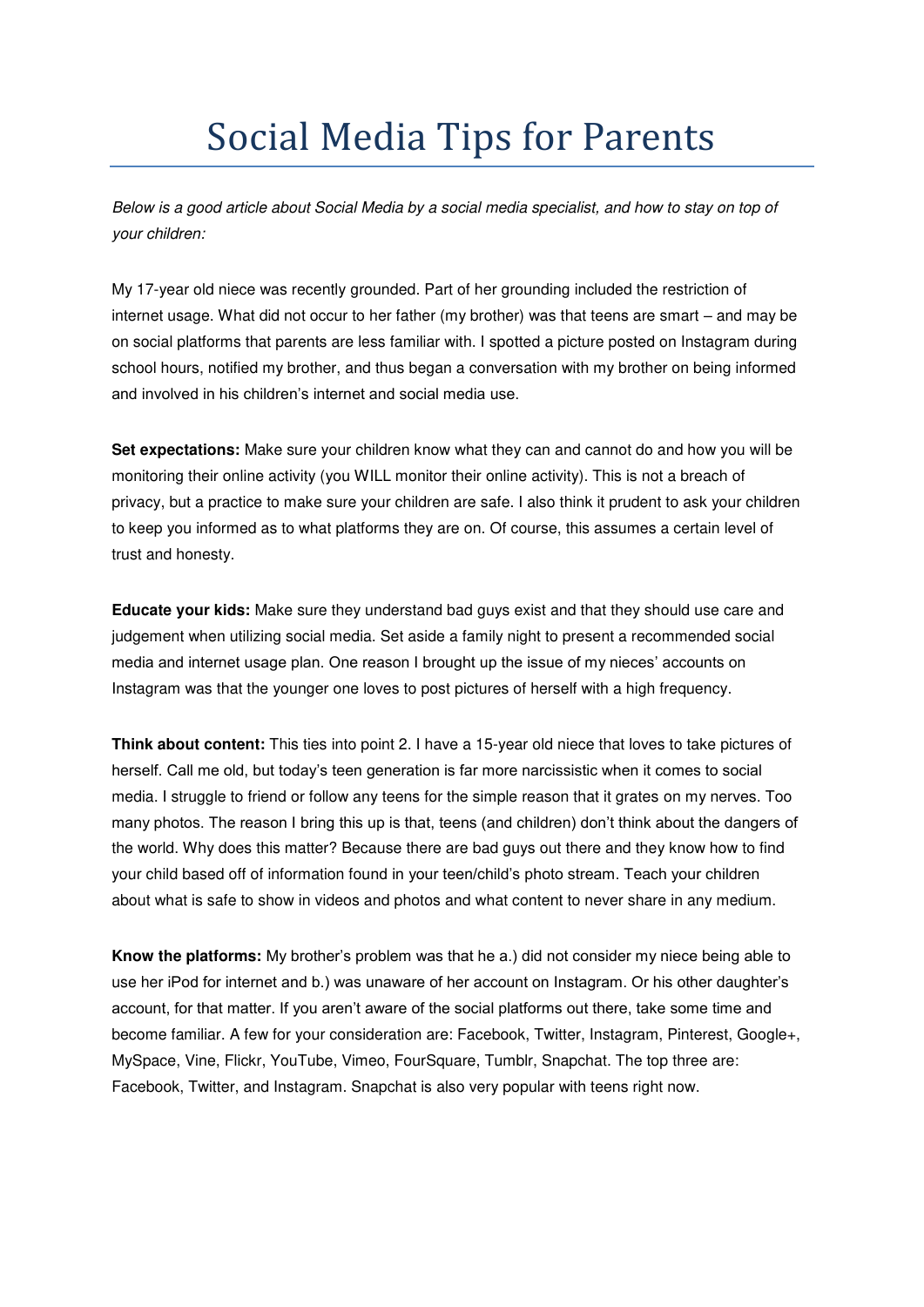# Social Media Tips for Parents

*Below is a good article about Social Media by a social media specialist, and how to stay on top of your children:*

My 17-year old niece was recently grounded. Part of her grounding included the restriction of internet usage. What did not occur to her father (my brother) was that teens are smart – and may be on social platforms that parents are less familiar with. I spotted a picture posted on Instagram during school hours, notified my brother, and thus began a conversation with my brother on being informed and involved in his children's internet and social media use.

**Set expectations:** Make sure your children know what they can and cannot do and how you will be monitoring their online activity (you WILL monitor their online activity). This is not a breach of privacy, but a practice to make sure your children are safe. I also think it prudent to ask your children to keep you informed as to what platforms they are on. Of course, this assumes a certain level of trust and honesty.

**Educate your kids:** Make sure they understand bad guys exist and that they should use care and judgement when utilizing social media. Set aside a family night to present a recommended social media and internet usage plan. One reason I brought up the issue of my nieces' accounts on Instagram was that the younger one loves to post pictures of herself with a high frequency.

**Think about content:** This ties into point 2. I have a 15-year old niece that loves to take pictures of herself. Call me old, but today's teen generation is far more narcissistic when it comes to social media. I struggle to friend or follow any teens for the simple reason that it grates on my nerves. Too many photos. The reason I bring this up is that, teens (and children) don't think about the dangers of the world. Why does this matter? Because there are bad guys out there and they know how to find your child based off of information found in your teen/child's photo stream. Teach your children about what is safe to show in videos and photos and what content to never share in any medium.

**Know the platforms:** My brother's problem was that he a.) did not consider my niece being able to use her iPod for internet and b.) was unaware of her account on Instagram. Or his other daughter's account, for that matter. If you aren't aware of the social platforms out there, take some time and become familiar. A few for your consideration are: Facebook, Twitter, Instagram, Pinterest, Google+, MySpace, Vine, Flickr, YouTube, Vimeo, FourSquare, Tumblr, Snapchat. The top three are: Facebook, Twitter, and Instagram. Snapchat is also very popular with teens right now.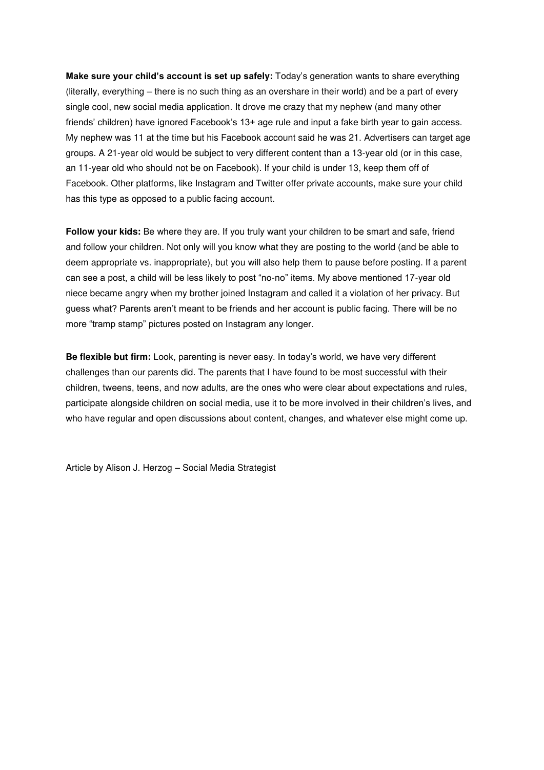**Make sure your child's account is set up safely:** Today's generation wants to share everything (literally, everything – there is no such thing as an overshare in their world) and be a part of every single cool, new social media application. It drove me crazy that my nephew (and many other friends' children) have ignored Facebook's 13+ age rule and input a fake birth year to gain access. My nephew was 11 at the time but his Facebook account said he was 21. Advertisers can target age groups. A 21-year old would be subject to very different content than a 13-year old (or in this case, an 11-year old who should not be on Facebook). If your child is under 13, keep them off of Facebook. Other platforms, like Instagram and Twitter offer private accounts, make sure your child has this type as opposed to a public facing account.

**Follow your kids:** Be where they are. If you truly want your children to be smart and safe, friend and follow your children. Not only will you know what they are posting to the world (and be able to deem appropriate vs. inappropriate), but you will also help them to pause before posting. If a parent can see a post, a child will be less likely to post "no-no" items. My above mentioned 17-year old niece became angry when my brother joined Instagram and called it a violation of her privacy. But guess what? Parents aren't meant to be friends and her account is public facing. There will be no more "tramp stamp" pictures posted on Instagram any longer.

**Be flexible but firm:** Look, parenting is never easy. In today's world, we have very different challenges than our parents did. The parents that I have found to be most successful with their children, tweens, teens, and now adults, are the ones who were clear about expectations and rules, participate alongside children on social media, use it to be more involved in their children's lives, and who have regular and open discussions about content, changes, and whatever else might come up.

Article by Alison J. Herzog – Social Media Strategist